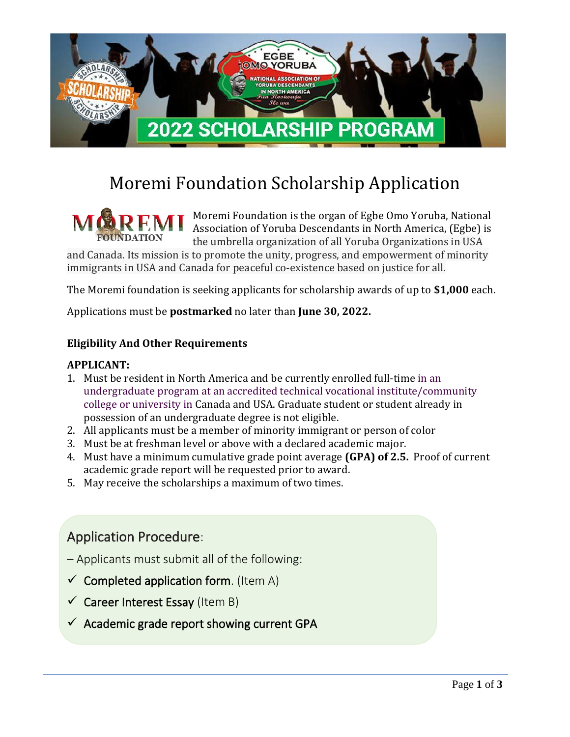# Moremi Foundation Scholarship Application

Moremi Foundation is the organ of Egbe Omo Yoruba, National Association of Yoruba Descendants in North America, (Egbe) is the umbrella organization of all Yoruba Organizations in USA and Canada. Its mission is to promote the unity, progress, and empowerment of minority immigrants in USA and Canada for peaceful co-existence based on justice for all.

The Moremi foundation is seeking applicants for scholarship awards of up to **$1,000** each.

Applications must be **postmarked** no later than **June 30, 2022.**

### Eligibility And Other Requirements

**APPLICANT:**

1. Must be resident in North America and be currently enrolled full-time in an undergraduate program at an accredited technical vocational institute/community college or university in Canada and USA. Graduate student or student already in possession of an undergraduate degree is not eligible.
2. All applicants must be a member of minority immigrant or person of color
3. Must be at freshman level or above with a declared academic major.
4. Must have a minimum cumulative grade point average **(GPA) of 2.5.** Proof of current academic grade report will be requested prior to award.
5. May receive the scholarships a maximum of two times.

## Application Procedure:

– Applicants must submit all of the following:

- ✓ Completed application form. (Item A)
- ✓ Career Interest Essay (Item B)
- ✓ Academic grade report showing current GPA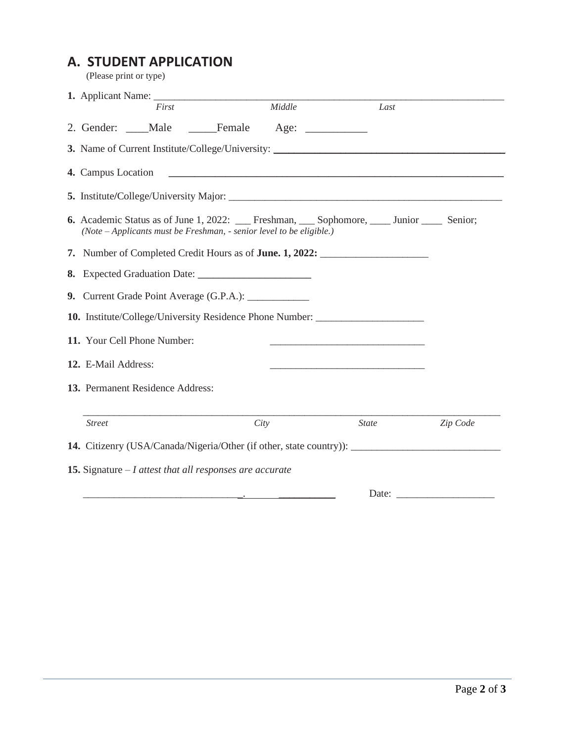## A. STUDENT APPLICATION

(Please print or type)

**1.** Applicant Name: ______________________________________________________________________
*First* *Middle* *Last*

2. Gender: ____Male _____Female Age: ___________

**3.** Name of Current Institute/College/University: ____________________________________________

**4.** Campus Location ____________________________________________________________

**5.** Institute/College/University Major: _____________________________________________________

**6.** Academic Status as of June 1, 2022: ___ Freshman, ___ Sophomore, ____ Junior ____ Senior;
*(Note – Applicants must be Freshman, - senior level to be eligible.)*

**7.** Number of Completed Credit Hours as of **June. 1, 2022:** _____________________

**8.** Expected Graduation Date: _____________________

**9.** Current Grade Point Average (G.P.A.): ____________

**10.** Institute/College/University Residence Phone Number: _____________________

**11.** Your Cell Phone Number: ______________________________

**12.** E-Mail Address: ______________________________

**13.** Permanent Residence Address:

_________________________________________________________________________________
*Street* *City* *State* *Zip Code*

**14.** Citizenry (USA/Canada/Nigeria/Other (if other, state country)): _____________________________

**15.** Signature – *I attest that all responses are accurate*

_______________________________. ___________ Date: ___________________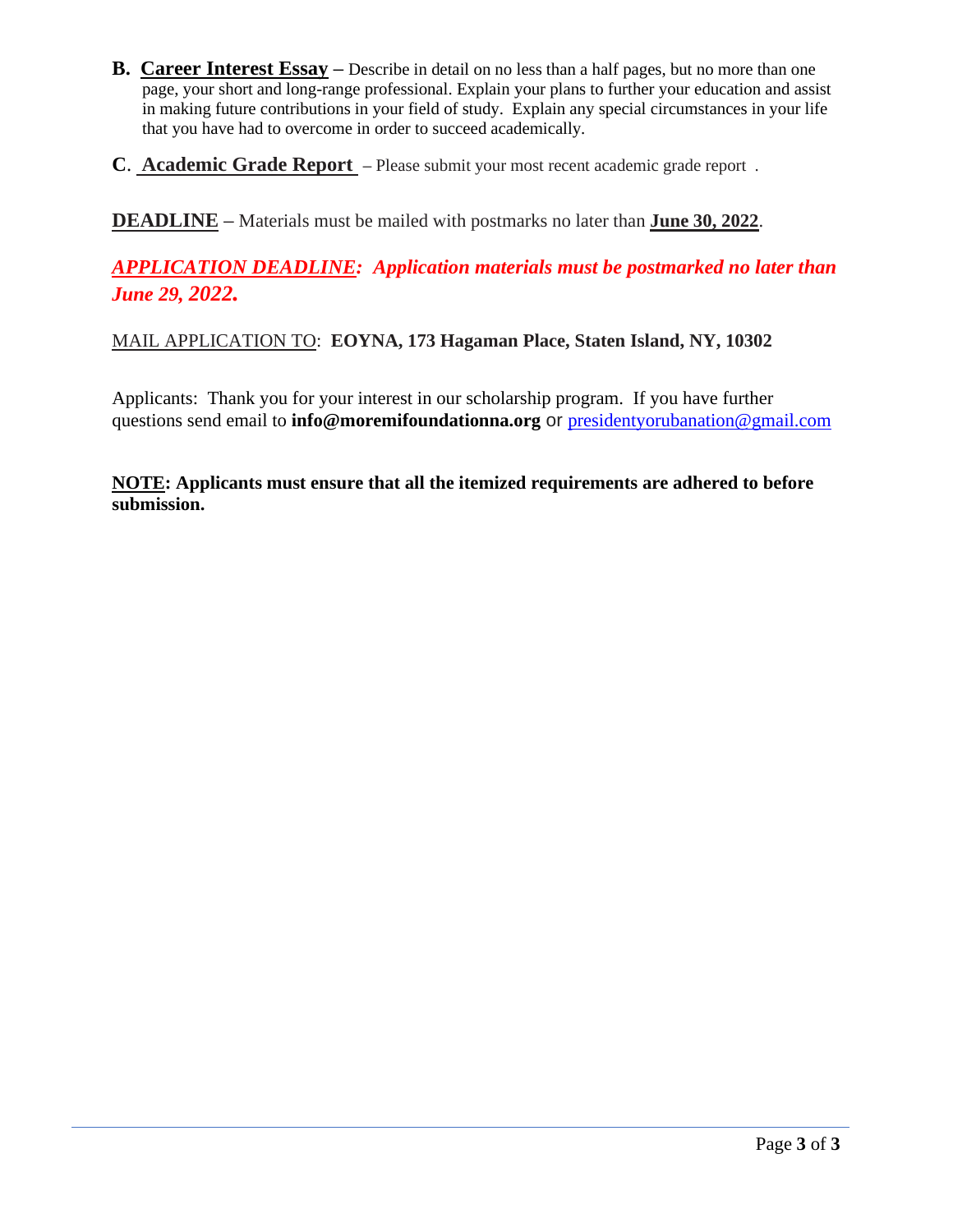**B. <u>Career Interest Essay</u>** – Describe in detail on no less than a half pages, but no more than one page, your short and long-range professional. Explain your plans to further your education and assist in making future contributions in your field of study. Explain any special circumstances in your life that you have had to overcome in order to succeed academically.

**C. <u>Academic Grade Report</u>** – Please submit your most recent academic grade report .

**<u>DEADLINE</u>** – Materials must be mailed with postmarks no later than **<u>June 30, 2022</u>**.

***<u>APPLICATION DEADLINE:</u> Application materials must be postmarked no later than June 29, 2022.***

<u>MAIL APPLICATION TO</u>: **EOYNA, 173 Hagaman Place, Staten Island, NY, 10302**

Applicants: Thank you for your interest in our scholarship program. If you have further questions send email to **info@moremifoundationna.org** or presidentyorubanation@gmail.com

**<u>NOTE</u>: Applicants must ensure that all the itemized requirements are adhered to before submission.**